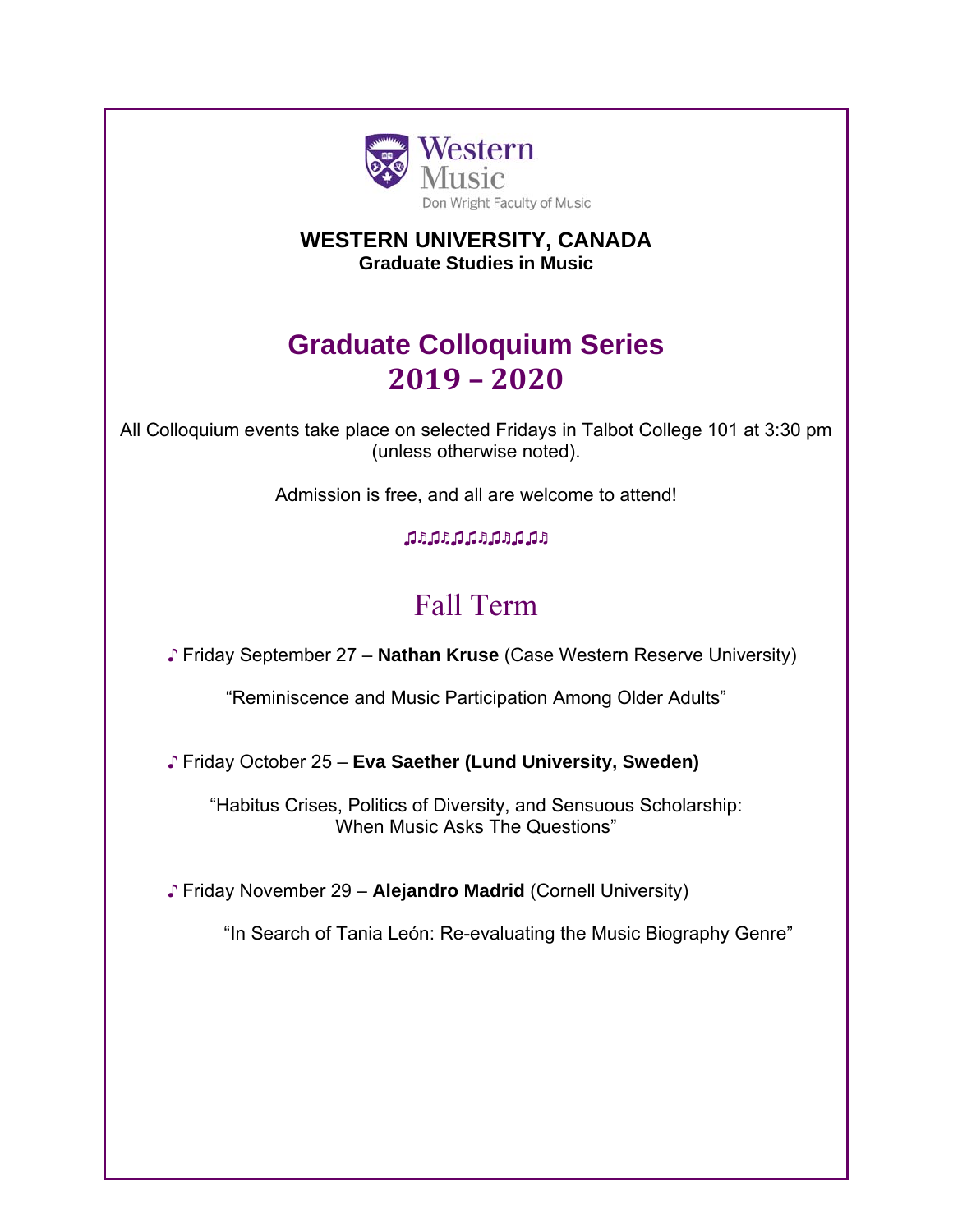Western Music

Don Wright Faculty of Music

**WESTERN UNIVERSITY, CANADA**
**Graduate Studies in Music**

# Graduate Colloquium Series 2019 – 2020

All Colloquium events take place on selected Fridays in Talbot College 101 at 3:30 pm (unless otherwise noted).

Admission is free, and all are welcome to attend!

♫♬♫♬♫♫♬♫♬♫♫♬

## Fall Term

♪ Friday September 27 – **Nathan Kruse** (Case Western Reserve University)

“Reminiscence and Music Participation Among Older Adults”

♪ Friday October 25 – **Eva Saether (Lund University, Sweden)**

“Habitus Crises, Politics of Diversity, and Sensuous Scholarship: When Music Asks The Questions”

♪ Friday November 29 – **Alejandro Madrid** (Cornell University)

“In Search of Tania León: Re-evaluating the Music Biography Genre”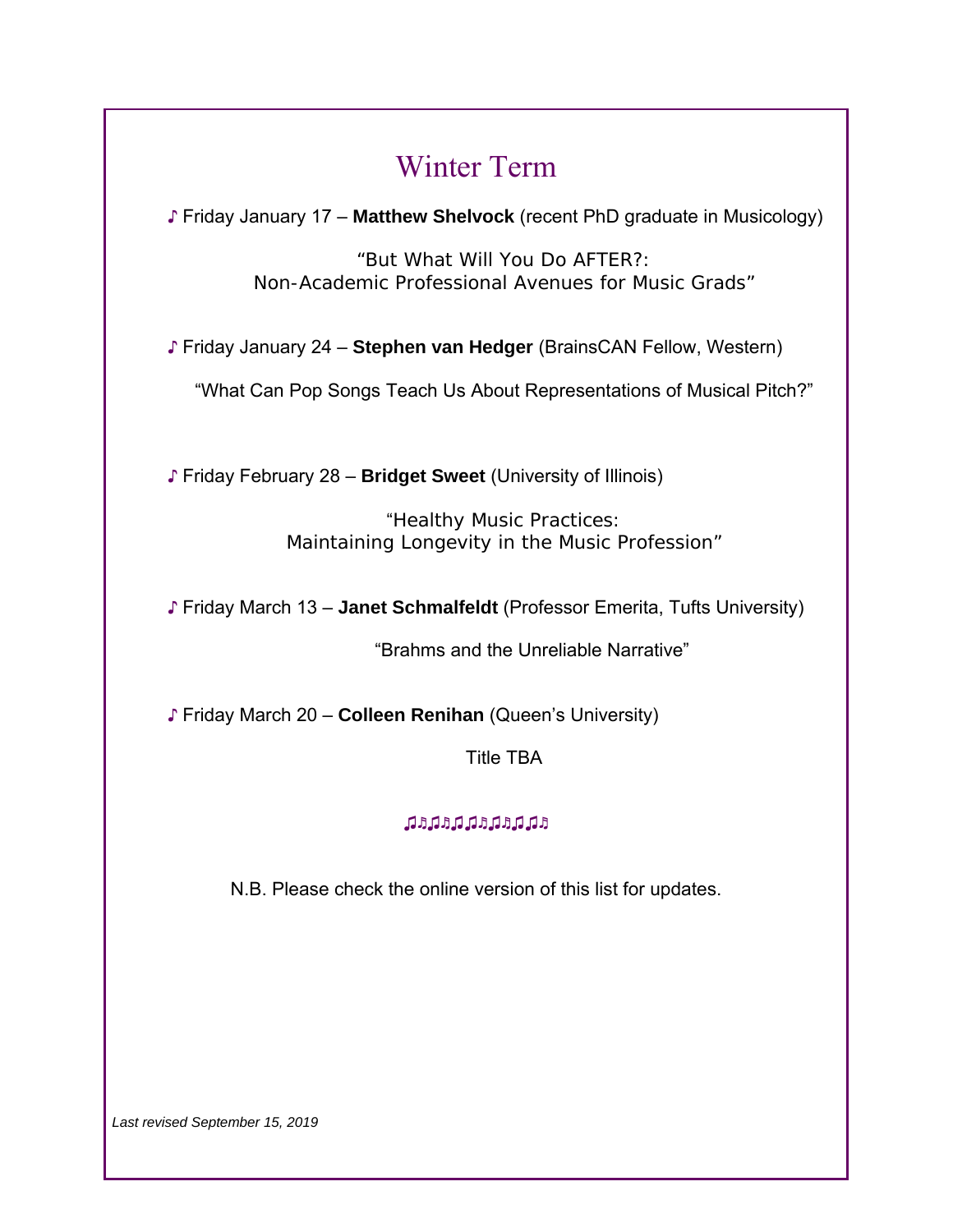# Winter Term

♪ Friday January 17 – **Matthew Shelvock** (recent PhD graduate in Musicology)

"But What Will You Do AFTER?:
Non-Academic Professional Avenues for Music Grads"

♪ Friday January 24 – **Stephen van Hedger** (BrainsCAN Fellow, Western)

"What Can Pop Songs Teach Us About Representations of Musical Pitch?"

♪ Friday February 28 – **Bridget Sweet** (University of Illinois)

"Healthy Music Practices:
Maintaining Longevity in the Music Profession"

♪ Friday March 13 – **Janet Schmalfeldt** (Professor Emerita, Tufts University)

"Brahms and the Unreliable Narrative"

♪ Friday March 20 – **Colleen Renihan** (Queen's University)

Title TBA

♫♬♫♬♫♫♬♫♬♫♫♬

N.B. Please check the online version of this list for updates.

*Last revised September 15, 2019*